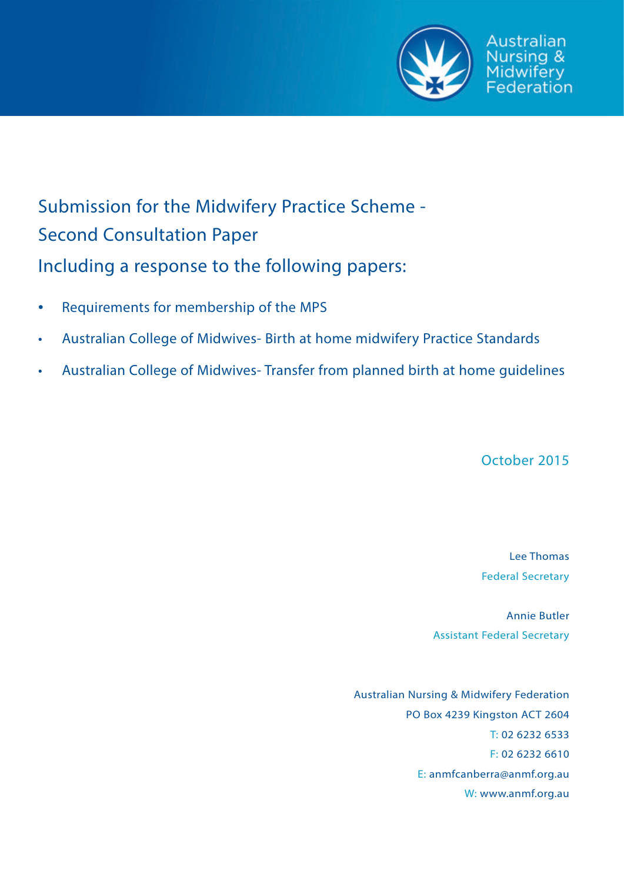Australian Nursing & Midwifery Federation

# Submission for the Midwifery Practice Scheme - Second Consultation Paper

## Including a response to the following papers:

- Requirements for membership of the MPS
- Australian College of Midwives- Birth at home midwifery Practice Standards
- Australian College of Midwives- Transfer from planned birth at home guidelines

October 2015

Lee Thomas
Federal Secretary

Annie Butler
Assistant Federal Secretary

Australian Nursing & Midwifery Federation
PO Box 4239 Kingston ACT 2604
T: 02 6232 6533
F: 02 6232 6610
E: anmfcanberra@anmf.org.au
W: www.anmf.org.au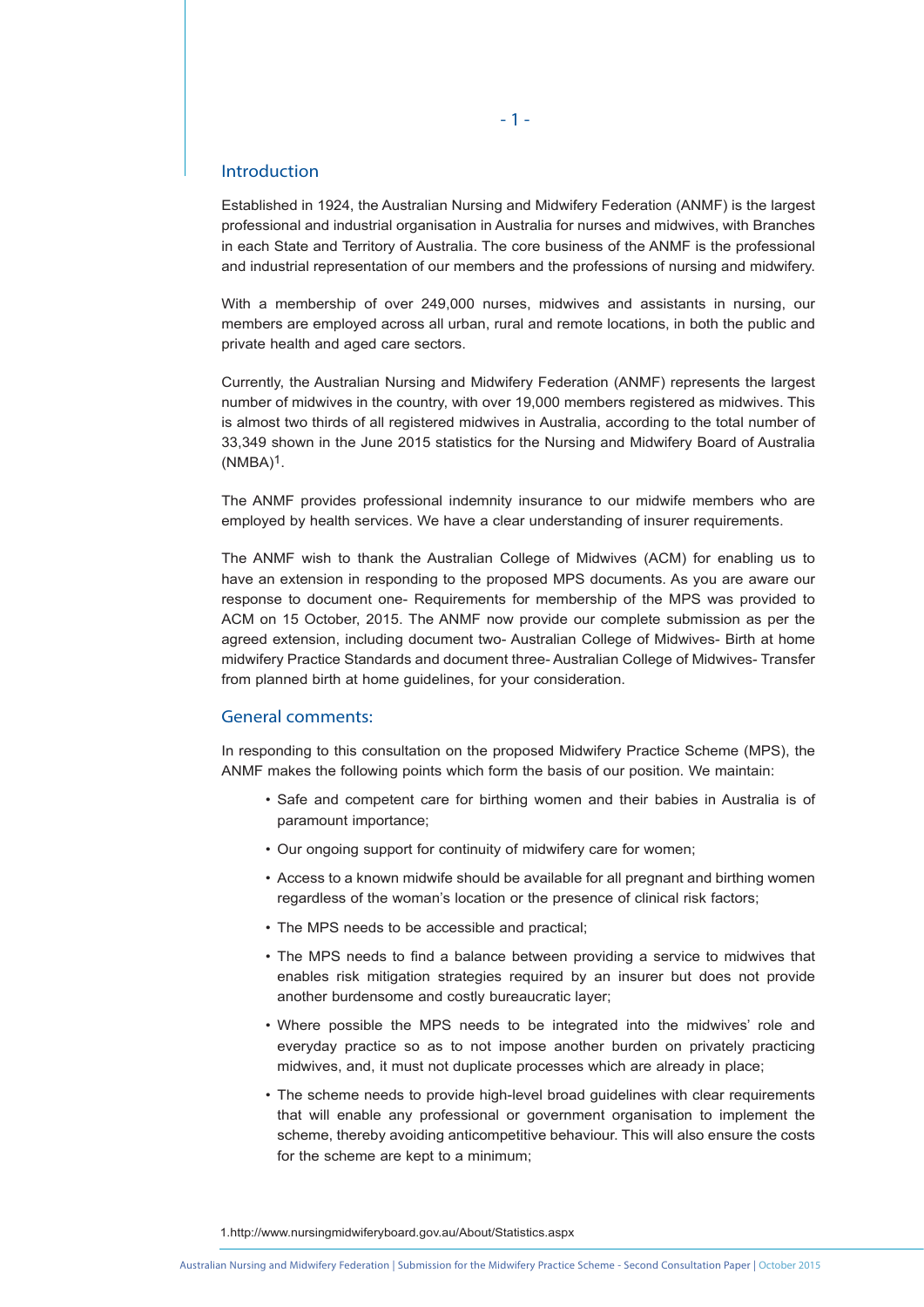## Introduction

Established in 1924, the Australian Nursing and Midwifery Federation (ANMF) is the largest professional and industrial organisation in Australia for nurses and midwives, with Branches in each State and Territory of Australia. The core business of the ANMF is the professional and industrial representation of our members and the professions of nursing and midwifery.

With a membership of over 249,000 nurses, midwives and assistants in nursing, our members are employed across all urban, rural and remote locations, in both the public and private health and aged care sectors.

Currently, the Australian Nursing and Midwifery Federation (ANMF) represents the largest number of midwives in the country, with over 19,000 members registered as midwives. This is almost two thirds of all registered midwives in Australia, according to the total number of 33,349 shown in the June 2015 statistics for the Nursing and Midwifery Board of Australia (NMBA)[1].

The ANMF provides professional indemnity insurance to our midwife members who are employed by health services. We have a clear understanding of insurer requirements.

The ANMF wish to thank the Australian College of Midwives (ACM) for enabling us to have an extension in responding to the proposed MPS documents. As you are aware our response to document one- Requirements for membership of the MPS was provided to ACM on 15 October, 2015. The ANMF now provide our complete submission as per the agreed extension, including document two- Australian College of Midwives- Birth at home midwifery Practice Standards and document three- Australian College of Midwives- Transfer from planned birth at home guidelines, for your consideration.

## General comments:

In responding to this consultation on the proposed Midwifery Practice Scheme (MPS), the ANMF makes the following points which form the basis of our position. We maintain:

- Safe and competent care for birthing women and their babies in Australia is of paramount importance;
- Our ongoing support for continuity of midwifery care for women;
- Access to a known midwife should be available for all pregnant and birthing women regardless of the woman's location or the presence of clinical risk factors;
- The MPS needs to be accessible and practical;
- The MPS needs to find a balance between providing a service to midwives that enables risk mitigation strategies required by an insurer but does not provide another burdensome and costly bureaucratic layer;
- Where possible the MPS needs to be integrated into the midwives' role and everyday practice so as to not impose another burden on privately practicing midwives, and, it must not duplicate processes which are already in place;
- The scheme needs to provide high-level broad guidelines with clear requirements that will enable any professional or government organisation to implement the scheme, thereby avoiding anticompetitive behaviour. This will also ensure the costs for the scheme are kept to a minimum;

1. http://www.nursingmidwiferyboard.gov.au/About/Statistics.aspx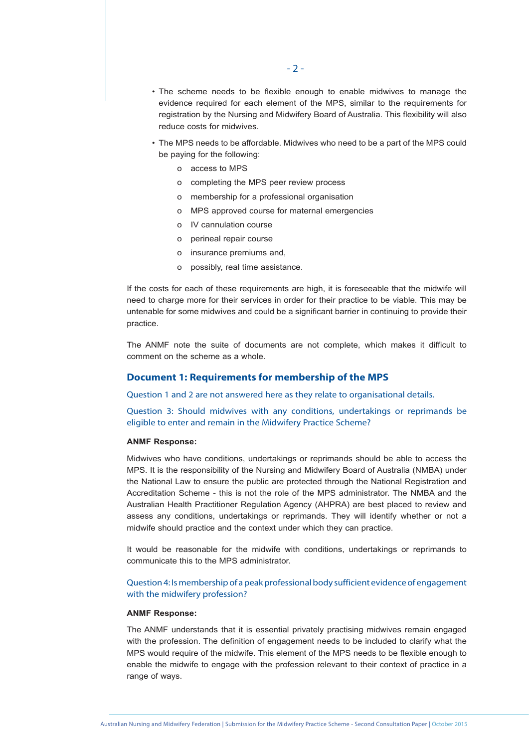- The scheme needs to be flexible enough to enable midwives to manage the evidence required for each element of the MPS, similar to the requirements for registration by the Nursing and Midwifery Board of Australia. This flexibility will also reduce costs for midwives.
- The MPS needs to be affordable. Midwives who need to be a part of the MPS could be paying for the following:
  - access to MPS
  - completing the MPS peer review process
  - membership for a professional organisation
  - MPS approved course for maternal emergencies
  - IV cannulation course
  - perineal repair course
  - insurance premiums and,
  - possibly, real time assistance.

If the costs for each of these requirements are high, it is foreseeable that the midwife will need to charge more for their services in order for their practice to be viable. This may be untenable for some midwives and could be a significant barrier in continuing to provide their practice.

The ANMF note the suite of documents are not complete, which makes it difficult to comment on the scheme as a whole.

## Document 1: Requirements for membership of the MPS

Question 1 and 2 are not answered here as they relate to organisational details.

### Question 3: Should midwives with any conditions, undertakings or reprimands be eligible to enter and remain in the Midwifery Practice Scheme?

**ANMF Response:**

Midwives who have conditions, undertakings or reprimands should be able to access the MPS. It is the responsibility of the Nursing and Midwifery Board of Australia (NMBA) under the National Law to ensure the public are protected through the National Registration and Accreditation Scheme - this is not the role of the MPS administrator. The NMBA and the Australian Health Practitioner Regulation Agency (AHPRA) are best placed to review and assess any conditions, undertakings or reprimands. They will identify whether or not a midwife should practice and the context under which they can practice.

It would be reasonable for the midwife with conditions, undertakings or reprimands to communicate this to the MPS administrator.

### Question 4: Is membership of a peak professional body sufficient evidence of engagement with the midwifery profession?

**ANMF Response:**

The ANMF understands that it is essential privately practising midwives remain engaged with the profession. The definition of engagement needs to be included to clarify what the MPS would require of the midwife. This element of the MPS needs to be flexible enough to enable the midwife to engage with the profession relevant to their context of practice in a range of ways.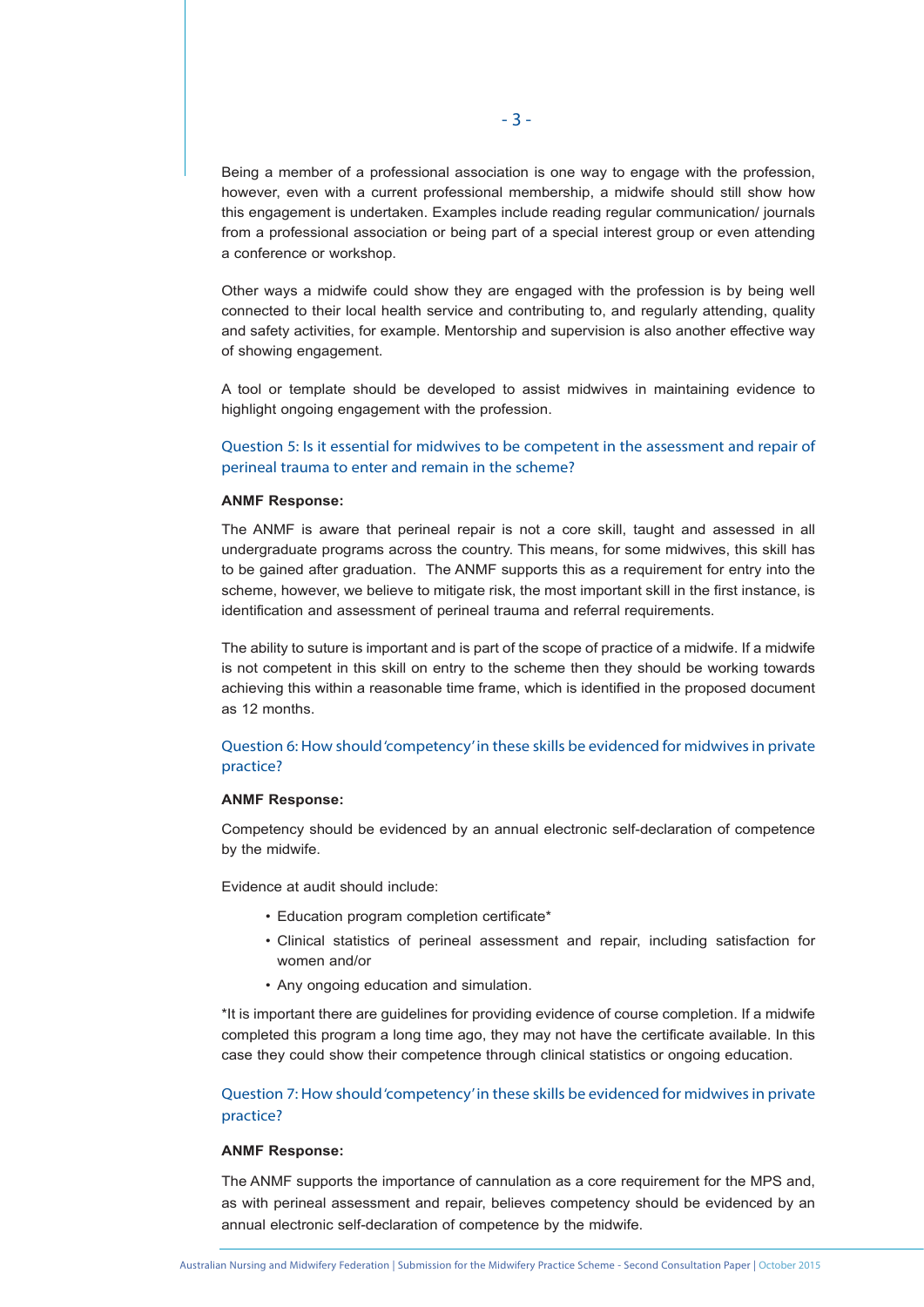Being a member of a professional association is one way to engage with the profession, however, even with a current professional membership, a midwife should still show how this engagement is undertaken. Examples include reading regular communication/ journals from a professional association or being part of a special interest group or even attending a conference or workshop.

Other ways a midwife could show they are engaged with the profession is by being well connected to their local health service and contributing to, and regularly attending, quality and safety activities, for example. Mentorship and supervision is also another effective way of showing engagement.

A tool or template should be developed to assist midwives in maintaining evidence to highlight ongoing engagement with the profession.

### Question 5: Is it essential for midwives to be competent in the assessment and repair of perineal trauma to enter and remain in the scheme?

**ANMF Response:**

The ANMF is aware that perineal repair is not a core skill, taught and assessed in all undergraduate programs across the country. This means, for some midwives, this skill has to be gained after graduation. The ANMF supports this as a requirement for entry into the scheme, however, we believe to mitigate risk, the most important skill in the first instance, is identification and assessment of perineal trauma and referral requirements.

The ability to suture is important and is part of the scope of practice of a midwife. If a midwife is not competent in this skill on entry to the scheme then they should be working towards achieving this within a reasonable time frame, which is identified in the proposed document as 12 months.

### Question 6: How should 'competency' in these skills be evidenced for midwives in private practice?

**ANMF Response:**

Competency should be evidenced by an annual electronic self-declaration of competence by the midwife.

Evidence at audit should include:

- Education program completion certificate*
- Clinical statistics of perineal assessment and repair, including satisfaction for women and/or
- Any ongoing education and simulation.

*It is important there are guidelines for providing evidence of course completion. If a midwife completed this program a long time ago, they may not have the certificate available. In this case they could show their competence through clinical statistics or ongoing education.

### Question 7: How should 'competency' in these skills be evidenced for midwives in private practice?

**ANMF Response:**

The ANMF supports the importance of cannulation as a core requirement for the MPS and, as with perineal assessment and repair, believes competency should be evidenced by an annual electronic self-declaration of competence by the midwife.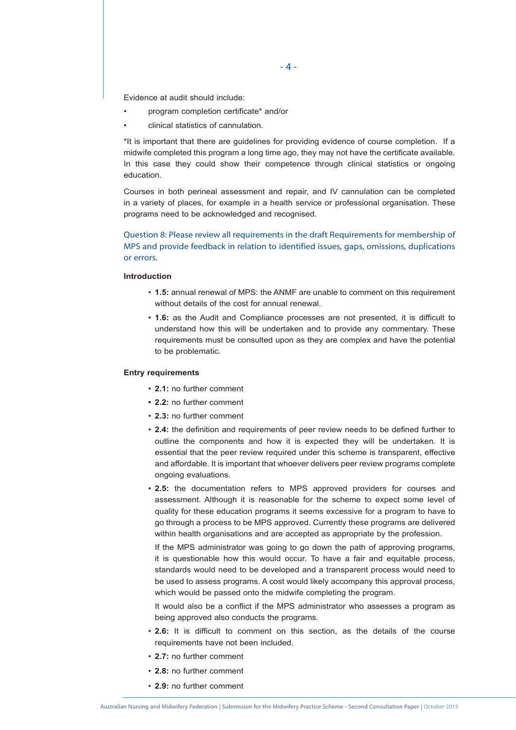Evidence at audit should include:

- program completion certificate* and/or
- clinical statistics of cannulation.

*It is important that there are guidelines for providing evidence of course completion. If a midwife completed this program a long time ago, they may not have the certificate available. In this case they could show their competence through clinical statistics or ongoing education.

Courses in both perineal assessment and repair, and IV cannulation can be completed in a variety of places, for example in a health service or professional organisation. These programs need to be acknowledged and recognised.

### Question 8: Please review all requirements in the draft Requirements for membership of MPS and provide feedback in relation to identified issues, gaps, omissions, duplications or errors.

**Introduction**

- **1.5:** annual renewal of MPS: the ANMF are unable to comment on this requirement without details of the cost for annual renewal.
- **1.6:** as the Audit and Compliance processes are not presented, it is difficult to understand how this will be undertaken and to provide any commentary. These requirements must be consulted upon as they are complex and have the potential to be problematic.

**Entry requirements**

- **2.1:** no further comment
- **2.2:** no further comment
- **2.3:** no further comment
- **2.4:** the definition and requirements of peer review needs to be defined further to outline the components and how it is expected they will be undertaken. It is essential that the peer review required under this scheme is transparent, effective and affordable. It is important that whoever delivers peer review programs complete ongoing evaluations.
- **2.5:** the documentation refers to MPS approved providers for courses and assessment. Although it is reasonable for the scheme to expect some level of quality for these education programs it seems excessive for a program to have to go through a process to be MPS approved. Currently these programs are delivered within health organisations and are accepted as appropriate by the profession.

  If the MPS administrator was going to go down the path of approving programs, it is questionable how this would occur. To have a fair and equitable process, standards would need to be developed and a transparent process would need to be used to assess programs. A cost would likely accompany this approval process, which would be passed onto the midwife completing the program.

  It would also be a conflict if the MPS administrator who assesses a program as being approved also conducts the programs.
- **2.6:** It is difficult to comment on this section, as the details of the course requirements have not been included.
- **2.7:** no further comment
- **2.8:** no further comment
- **2.9:** no further comment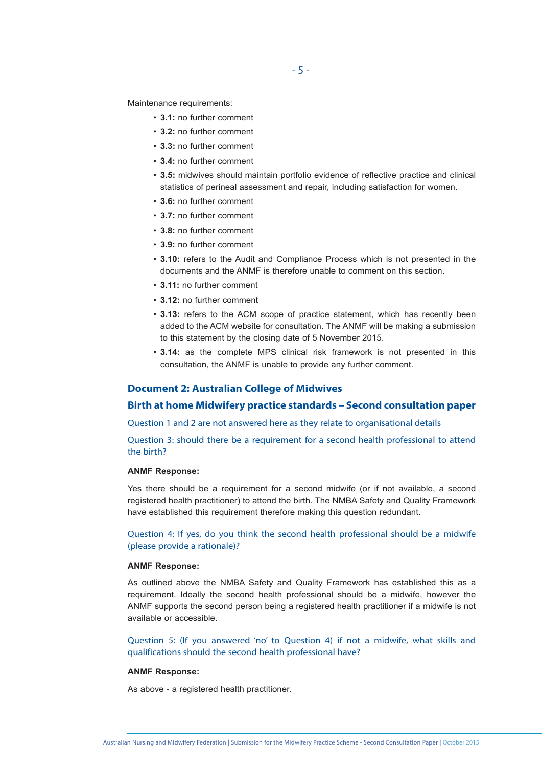Maintenance requirements:

- **3.1:** no further comment
- **3.2:** no further comment
- **3.3:** no further comment
- **3.4:** no further comment
- **3.5:** midwives should maintain portfolio evidence of reflective practice and clinical statistics of perineal assessment and repair, including satisfaction for women.
- **3.6:** no further comment
- **3.7:** no further comment
- **3.8:** no further comment
- **3.9:** no further comment
- **3.10:** refers to the Audit and Compliance Process which is not presented in the documents and the ANMF is therefore unable to comment on this section.
- **3.11:** no further comment
- **3.12:** no further comment
- **3.13:** refers to the ACM scope of practice statement, which has recently been added to the ACM website for consultation. The ANMF will be making a submission to this statement by the closing date of 5 November 2015.
- **3.14:** as the complete MPS clinical risk framework is not presented in this consultation, the ANMF is unable to provide any further comment.

## Document 2: Australian College of Midwives

## Birth at home Midwifery practice standards – Second consultation paper

Question 1 and 2 are not answered here as they relate to organisational details

### Question 3: should there be a requirement for a second health professional to attend the birth?

**ANMF Response:**

Yes there should be a requirement for a second midwife (or if not available, a second registered health practitioner) to attend the birth. The NMBA Safety and Quality Framework have established this requirement therefore making this question redundant.

### Question 4: If yes, do you think the second health professional should be a midwife (please provide a rationale)?

**ANMF Response:**

As outlined above the NMBA Safety and Quality Framework has established this as a requirement. Ideally the second health professional should be a midwife, however the ANMF supports the second person being a registered health practitioner if a midwife is not available or accessible.

### Question 5: (If you answered 'no' to Question 4) if not a midwife, what skills and qualifications should the second health professional have?

**ANMF Response:**

As above - a registered health practitioner.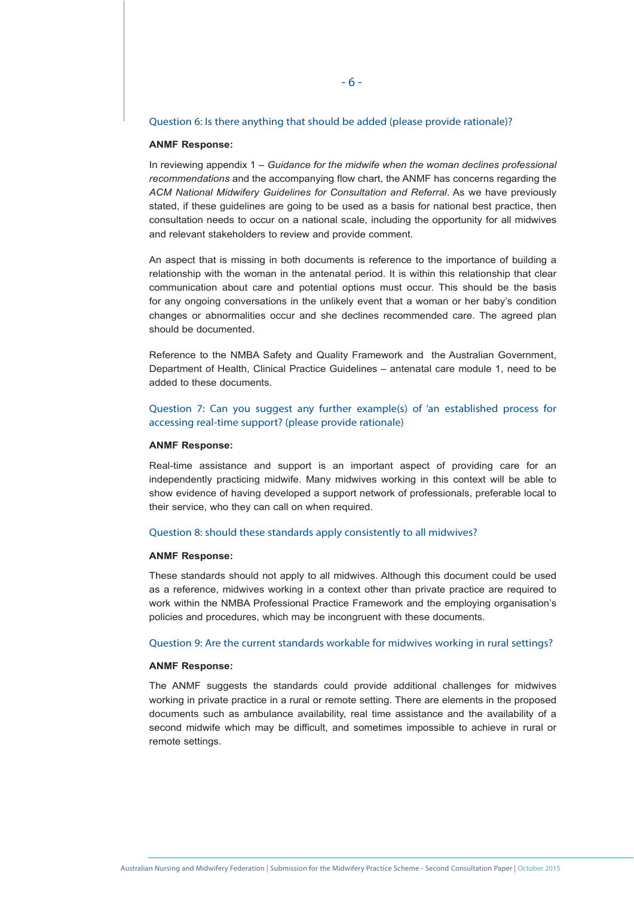### Question 6: Is there anything that should be added (please provide rationale)?

**ANMF Response:**

In reviewing appendix 1 – *Guidance for the midwife when the woman declines professional recommendations* and the accompanying flow chart, the ANMF has concerns regarding the *ACM National Midwifery Guidelines for Consultation and Referral*. As we have previously stated, if these guidelines are going to be used as a basis for national best practice, then consultation needs to occur on a national scale, including the opportunity for all midwives and relevant stakeholders to review and provide comment.

An aspect that is missing in both documents is reference to the importance of building a relationship with the woman in the antenatal period. It is within this relationship that clear communication about care and potential options must occur. This should be the basis for any ongoing conversations in the unlikely event that a woman or her baby's condition changes or abnormalities occur and she declines recommended care. The agreed plan should be documented.

Reference to the NMBA Safety and Quality Framework and the Australian Government, Department of Health, Clinical Practice Guidelines – antenatal care module 1, need to be added to these documents.

### Question 7: Can you suggest any further example(s) of 'an established process for accessing real-time support? (please provide rationale)

**ANMF Response:**

Real-time assistance and support is an important aspect of providing care for an independently practicing midwife. Many midwives working in this context will be able to show evidence of having developed a support network of professionals, preferable local to their service, who they can call on when required.

### Question 8: should these standards apply consistently to all midwives?

**ANMF Response:**

These standards should not apply to all midwives. Although this document could be used as a reference, midwives working in a context other than private practice are required to work within the NMBA Professional Practice Framework and the employing organisation's policies and procedures, which may be incongruent with these documents.

### Question 9: Are the current standards workable for midwives working in rural settings?

**ANMF Response:**

The ANMF suggests the standards could provide additional challenges for midwives working in private practice in a rural or remote setting. There are elements in the proposed documents such as ambulance availability, real time assistance and the availability of a second midwife which may be difficult, and sometimes impossible to achieve in rural or remote settings.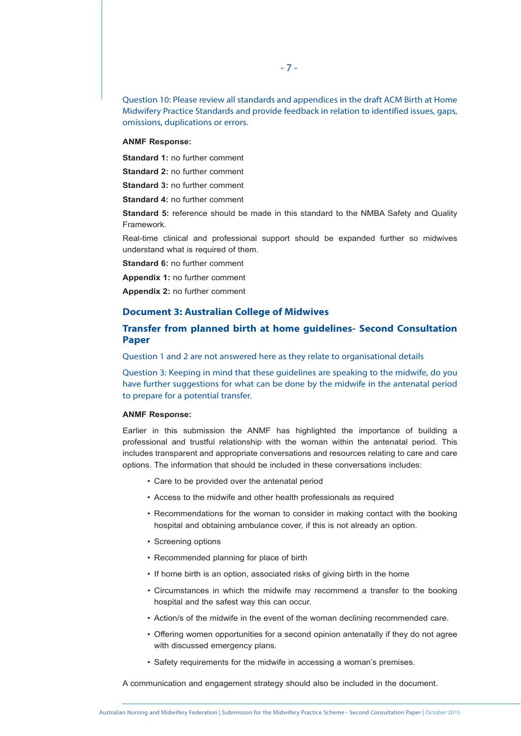Question 10: Please review all standards and appendices in the draft ACM Birth at Home Midwifery Practice Standards and provide feedback in relation to identified issues, gaps, omissions, duplications or errors.

**ANMF Response:**

**Standard 1:** no further comment

**Standard 2:** no further comment

**Standard 3:** no further comment

**Standard 4:** no further comment

**Standard 5:** reference should be made in this standard to the NMBA Safety and Quality Framework.

Real-time clinical and professional support should be expanded further so midwives understand what is required of them.

**Standard 6:** no further comment

**Appendix 1:** no further comment

**Appendix 2:** no further comment

## Document 3: Australian College of Midwives

## Transfer from planned birth at home guidelines- Second Consultation Paper

Question 1 and 2 are not answered here as they relate to organisational details

Question 3: Keeping in mind that these guidelines are speaking to the midwife, do you have further suggestions for what can be done by the midwife in the antenatal period to prepare for a potential transfer.

**ANMF Response:**

Earlier in this submission the ANMF has highlighted the importance of building a professional and trustful relationship with the woman within the antenatal period. This includes transparent and appropriate conversations and resources relating to care and care options. The information that should be included in these conversations includes:

- Care to be provided over the antenatal period
- Access to the midwife and other health professionals as required
- Recommendations for the woman to consider in making contact with the booking hospital and obtaining ambulance cover, if this is not already an option.
- Screening options
- Recommended planning for place of birth
- If home birth is an option, associated risks of giving birth in the home
- Circumstances in which the midwife may recommend a transfer to the booking hospital and the safest way this can occur.
- Action/s of the midwife in the event of the woman declining recommended care.
- Offering women opportunities for a second opinion antenatally if they do not agree with discussed emergency plans.
- Safety requirements for the midwife in accessing a woman's premises.

A communication and engagement strategy should also be included in the document.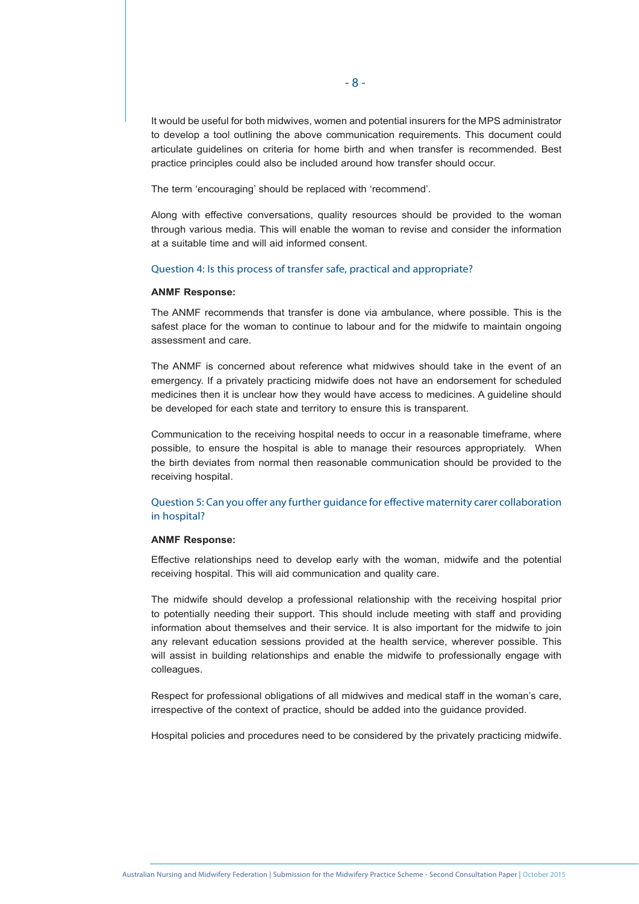It would be useful for both midwives, women and potential insurers for the MPS administrator to develop a tool outlining the above communication requirements. This document could articulate guidelines on criteria for home birth and when transfer is recommended. Best practice principles could also be included around how transfer should occur.

The term 'encouraging' should be replaced with 'recommend'.

Along with effective conversations, quality resources should be provided to the woman through various media. This will enable the woman to revise and consider the information at a suitable time and will aid informed consent.

### Question 4: Is this process of transfer safe, practical and appropriate?

**ANMF Response:**

The ANMF recommends that transfer is done via ambulance, where possible. This is the safest place for the woman to continue to labour and for the midwife to maintain ongoing assessment and care.

The ANMF is concerned about reference what midwives should take in the event of an emergency. If a privately practicing midwife does not have an endorsement for scheduled medicines then it is unclear how they would have access to medicines. A guideline should be developed for each state and territory to ensure this is transparent.

Communication to the receiving hospital needs to occur in a reasonable timeframe, where possible, to ensure the hospital is able to manage their resources appropriately. When the birth deviates from normal then reasonable communication should be provided to the receiving hospital.

### Question 5: Can you offer any further guidance for effective maternity carer collaboration in hospital?

**ANMF Response:**

Effective relationships need to develop early with the woman, midwife and the potential receiving hospital. This will aid communication and quality care.

The midwife should develop a professional relationship with the receiving hospital prior to potentially needing their support. This should include meeting with staff and providing information about themselves and their service. It is also important for the midwife to join any relevant education sessions provided at the health service, wherever possible. This will assist in building relationships and enable the midwife to professionally engage with colleagues.

Respect for professional obligations of all midwives and medical staff in the woman's care, irrespective of the context of practice, should be added into the guidance provided.

Hospital policies and procedures need to be considered by the privately practicing midwife.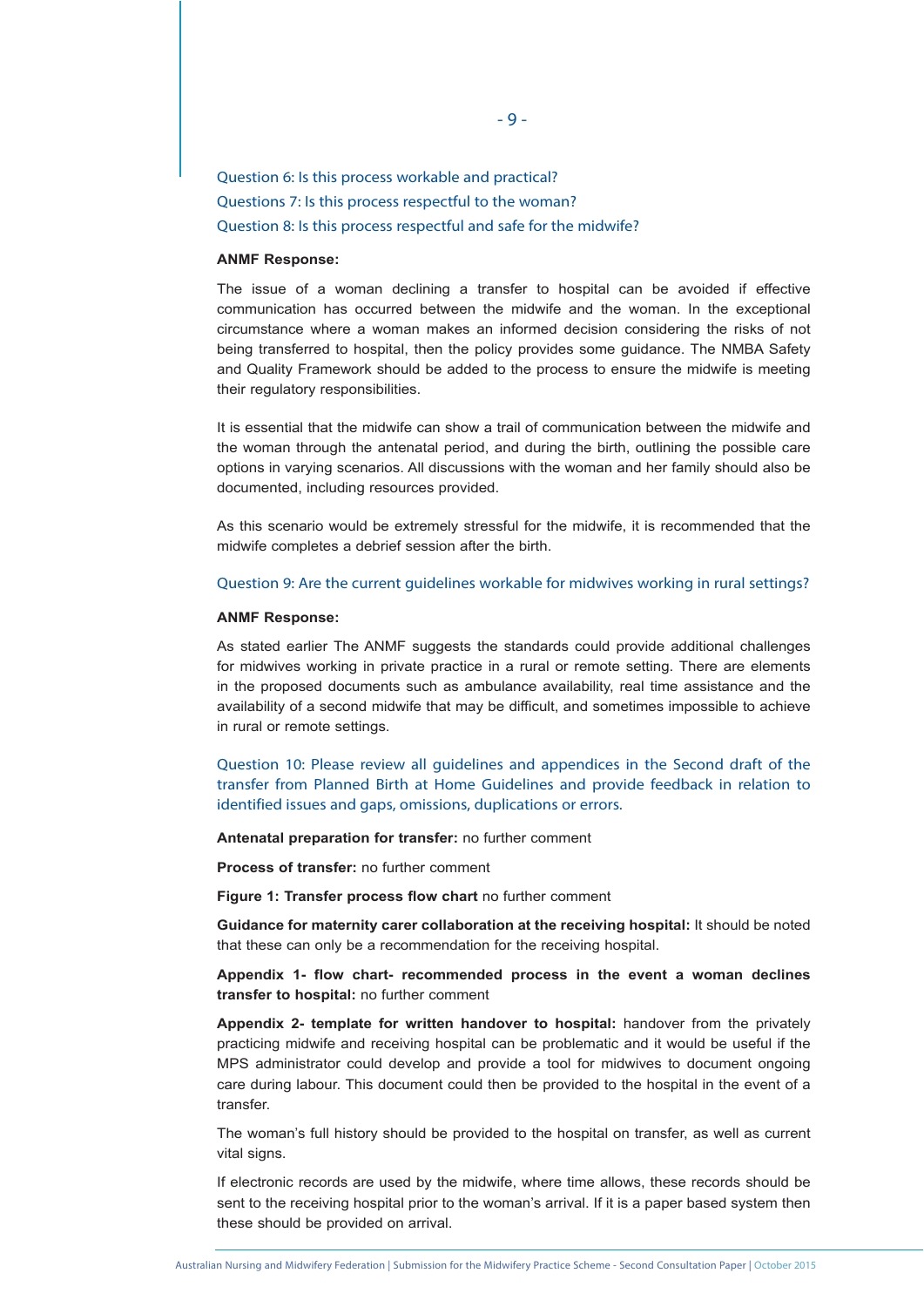### Question 6: Is this process workable and practical?
### Questions 7: Is this process respectful to the woman?
### Question 8: Is this process respectful and safe for the midwife?

**ANMF Response:**

The issue of a woman declining a transfer to hospital can be avoided if effective communication has occurred between the midwife and the woman. In the exceptional circumstance where a woman makes an informed decision considering the risks of not being transferred to hospital, then the policy provides some guidance. The NMBA Safety and Quality Framework should be added to the process to ensure the midwife is meeting their regulatory responsibilities.

It is essential that the midwife can show a trail of communication between the midwife and the woman through the antenatal period, and during the birth, outlining the possible care options in varying scenarios. All discussions with the woman and her family should also be documented, including resources provided.

As this scenario would be extremely stressful for the midwife, it is recommended that the midwife completes a debrief session after the birth.

### Question 9: Are the current guidelines workable for midwives working in rural settings?

**ANMF Response:**

As stated earlier The ANMF suggests the standards could provide additional challenges for midwives working in private practice in a rural or remote setting. There are elements in the proposed documents such as ambulance availability, real time assistance and the availability of a second midwife that may be difficult, and sometimes impossible to achieve in rural or remote settings.

### Question 10: Please review all guidelines and appendices in the Second draft of the transfer from Planned Birth at Home Guidelines and provide feedback in relation to identified issues and gaps, omissions, duplications or errors.

**Antenatal preparation for transfer:** no further comment

**Process of transfer:** no further comment

**Figure 1: Transfer process flow chart** no further comment

**Guidance for maternity carer collaboration at the receiving hospital:** It should be noted that these can only be a recommendation for the receiving hospital.

**Appendix 1- flow chart- recommended process in the event a woman declines transfer to hospital:** no further comment

**Appendix 2- template for written handover to hospital:** handover from the privately practicing midwife and receiving hospital can be problematic and it would be useful if the MPS administrator could develop and provide a tool for midwives to document ongoing care during labour. This document could then be provided to the hospital in the event of a transfer.

The woman's full history should be provided to the hospital on transfer, as well as current vital signs.

If electronic records are used by the midwife, where time allows, these records should be sent to the receiving hospital prior to the woman's arrival. If it is a paper based system then these should be provided on arrival.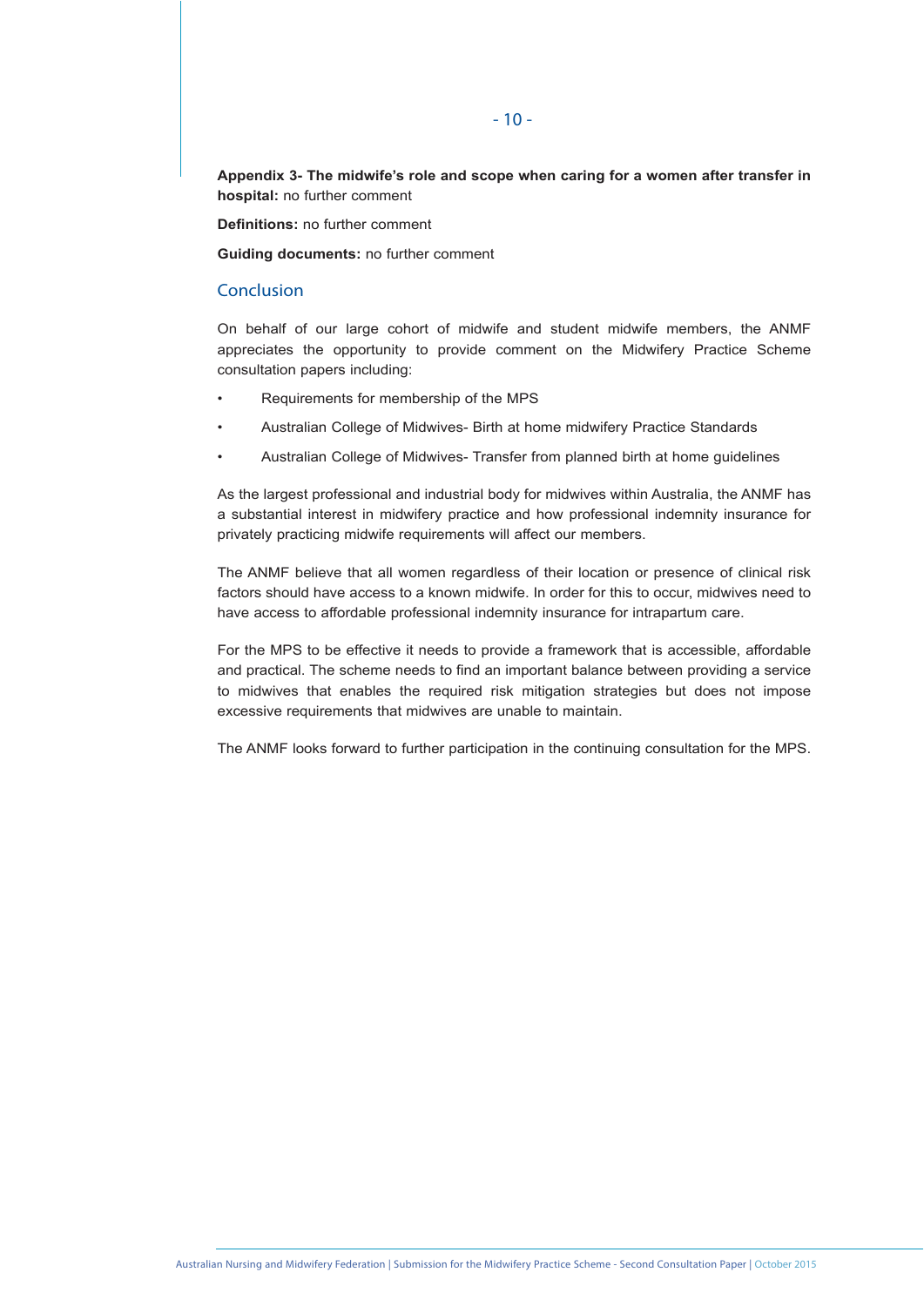**Appendix 3- The midwife's role and scope when caring for a women after transfer in hospital:** no further comment

**Definitions:** no further comment

**Guiding documents:** no further comment

## Conclusion

On behalf of our large cohort of midwife and student midwife members, the ANMF appreciates the opportunity to provide comment on the Midwifery Practice Scheme consultation papers including:

- Requirements for membership of the MPS
- Australian College of Midwives- Birth at home midwifery Practice Standards
- Australian College of Midwives- Transfer from planned birth at home guidelines

As the largest professional and industrial body for midwives within Australia, the ANMF has a substantial interest in midwifery practice and how professional indemnity insurance for privately practicing midwife requirements will affect our members.

The ANMF believe that all women regardless of their location or presence of clinical risk factors should have access to a known midwife. In order for this to occur, midwives need to have access to affordable professional indemnity insurance for intrapartum care.

For the MPS to be effective it needs to provide a framework that is accessible, affordable and practical. The scheme needs to find an important balance between providing a service to midwives that enables the required risk mitigation strategies but does not impose excessive requirements that midwives are unable to maintain.

The ANMF looks forward to further participation in the continuing consultation for the MPS.